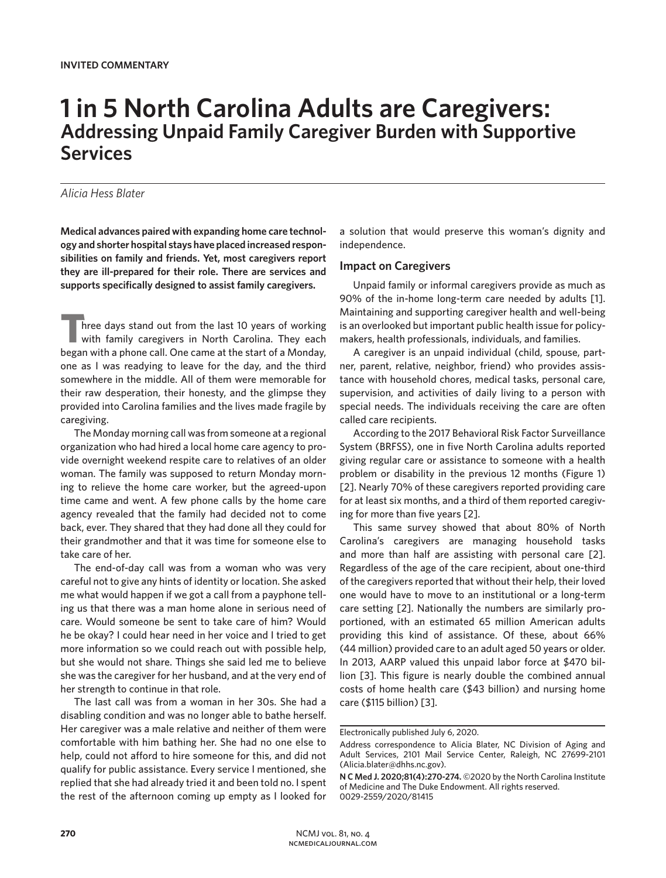**INVITED COMMENTARY**

# 1 in 5 North Carolina Adults are Caregivers:
## Addressing Unpaid Family Caregiver Burden with Supportive Services

*Alicia Hess Blater*

**Medical advances paired with expanding home care technology and shorter hospital stays have placed increased responsibilities on family and friends. Yet, most caregivers report they are ill-prepared for their role. There are services and supports specifically designed to assist family caregivers.**

Three days stand out from the last 10 years of working with family caregivers in North Carolina. They each began with a phone call. One came at the start of a Monday, one as I was readying to leave for the day, and the third somewhere in the middle. All of them were memorable for their raw desperation, their honesty, and the glimpse they provided into Carolina families and the lives made fragile by caregiving.

The Monday morning call was from someone at a regional organization who had hired a local home care agency to provide overnight weekend respite care to relatives of an older woman. The family was supposed to return Monday morning to relieve the home care worker, but the agreed-upon time came and went. A few phone calls by the home care agency revealed that the family had decided not to come back, ever. They shared that they had done all they could for their grandmother and that it was time for someone else to take care of her.

The end-of-day call was from a woman who was very careful not to give any hints of identity or location. She asked me what would happen if we got a call from a payphone telling us that there was a man home alone in serious need of care. Would someone be sent to take care of him? Would he be okay? I could hear need in her voice and I tried to get more information so we could reach out with possible help, but she would not share. Things she said led me to believe she was the caregiver for her husband, and at the very end of her strength to continue in that role.

The last call was from a woman in her 30s. She had a disabling condition and was no longer able to bathe herself. Her caregiver was a male relative and neither of them were comfortable with him bathing her. She had no one else to help, could not afford to hire someone for this, and did not qualify for public assistance. Every service I mentioned, she replied that she had already tried it and been told no. I spent the rest of the afternoon coming up empty as I looked for a solution that would preserve this woman's dignity and independence.

### Impact on Caregivers

Unpaid family or informal caregivers provide as much as 90% of the in-home long-term care needed by adults [1]. Maintaining and supporting caregiver health and well-being is an overlooked but important public health issue for policymakers, health professionals, individuals, and families.

A caregiver is an unpaid individual (child, spouse, partner, parent, relative, neighbor, friend) who provides assistance with household chores, medical tasks, personal care, supervision, and activities of daily living to a person with special needs. The individuals receiving the care are often called care recipients.

According to the 2017 Behavioral Risk Factor Surveillance System (BRFSS), one in five North Carolina adults reported giving regular care or assistance to someone with a health problem or disability in the previous 12 months (Figure 1) [2]. Nearly 70% of these caregivers reported providing care for at least six months, and a third of them reported caregiving for more than five years [2].

This same survey showed that about 80% of North Carolina's caregivers are managing household tasks and more than half are assisting with personal care [2]. Regardless of the age of the care recipient, about one-third of the caregivers reported that without their help, their loved one would have to move to an institutional or a long-term care setting [2]. Nationally the numbers are similarly proportioned, with an estimated 65 million American adults providing this kind of assistance. Of these, about 66% (44 million) provided care to an adult aged 50 years or older. In 2013, AARP valued this unpaid labor force at $470 billion [3]. This figure is nearly double the combined annual costs of home health care ($43 billion) and nursing home care ($115 billion) [3].

---

Electronically published July 6, 2020.

Address correspondence to Alicia Blater, NC Division of Aging and Adult Services, 2101 Mail Service Center, Raleigh, NC 27699-2101 (Alicia.blater@dhhs.nc.gov).

**N C Med J. 2020;81(4):270-274.** ©2020 by the North Carolina Institute of Medicine and The Duke Endowment. All rights reserved. 0029-2559/2020/81415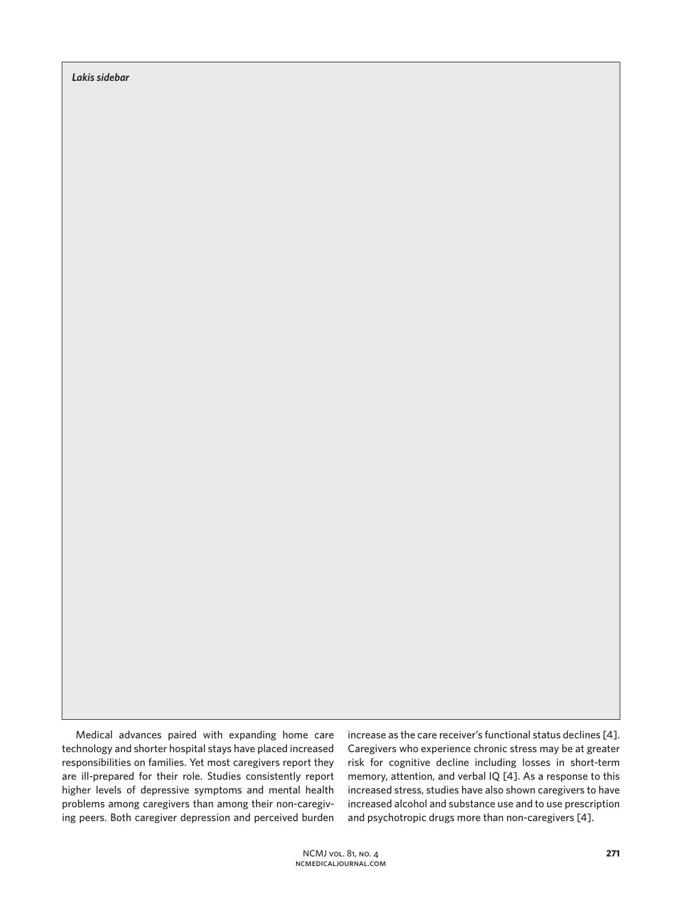*Lakis sidebar*

Medical advances paired with expanding home care technology and shorter hospital stays have placed increased responsibilities on families. Yet most caregivers report they are ill-prepared for their role. Studies consistently report higher levels of depressive symptoms and mental health problems among caregivers than among their non-caregiving peers. Both caregiver depression and perceived burden increase as the care receiver's functional status declines [4]. Caregivers who experience chronic stress may be at greater risk for cognitive decline including losses in short-term memory, attention, and verbal IQ [4]. As a response to this increased stress, studies have also shown caregivers to have increased alcohol and substance use and to use prescription and psychotropic drugs more than non-caregivers [4].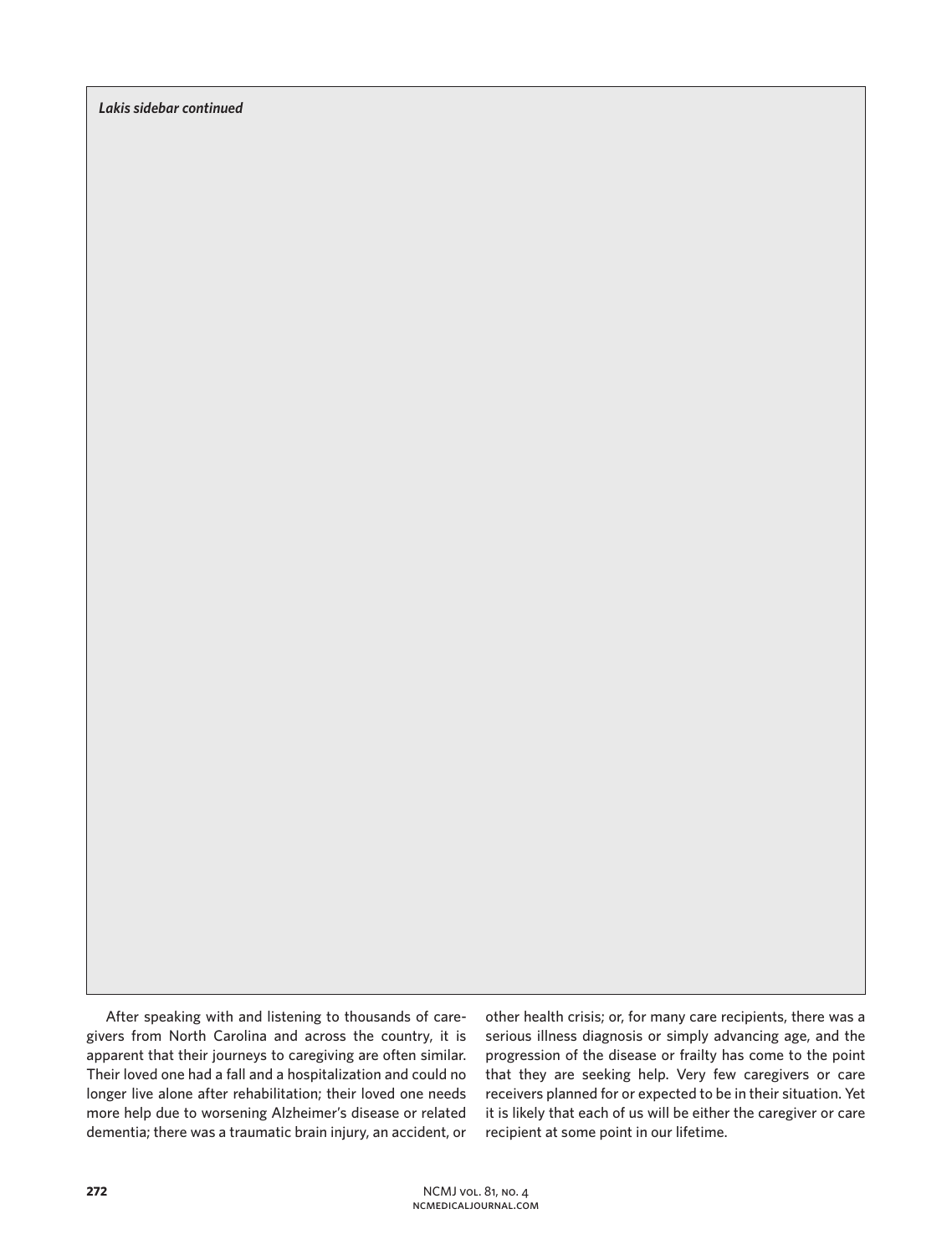*Lakis sidebar continued*

After speaking with and listening to thousands of caregivers from North Carolina and across the country, it is apparent that their journeys to caregiving are often similar. Their loved one had a fall and a hospitalization and could no longer live alone after rehabilitation; their loved one needs more help due to worsening Alzheimer's disease or related dementia; there was a traumatic brain injury, an accident, or other health crisis; or, for many care recipients, there was a serious illness diagnosis or simply advancing age, and the progression of the disease or frailty has come to the point that they are seeking help. Very few caregivers or care receivers planned for or expected to be in their situation. Yet it is likely that each of us will be either the caregiver or care recipient at some point in our lifetime.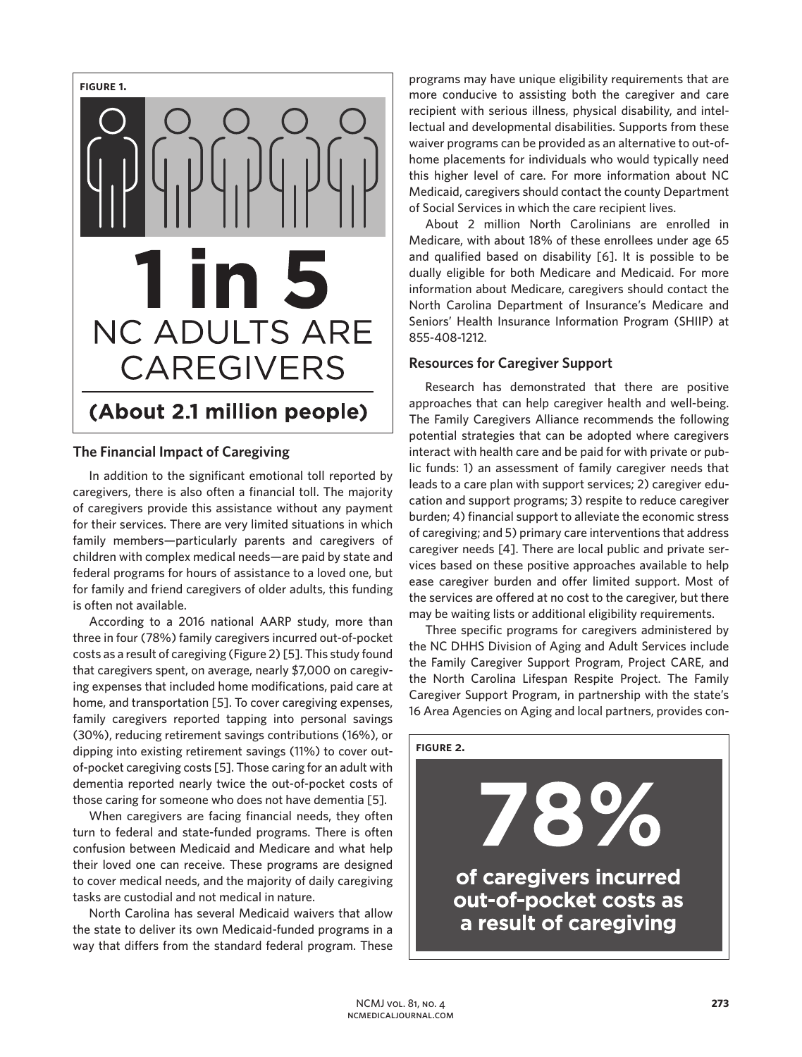**FIGURE 1.**

**1 in 5**

NC ADULTS ARE CAREGIVERS

**(About 2.1 million people)**

### The Financial Impact of Caregiving

In addition to the significant emotional toll reported by caregivers, there is also often a financial toll. The majority of caregivers provide this assistance without any payment for their services. There are very limited situations in which family members—particularly parents and caregivers of children with complex medical needs—are paid by state and federal programs for hours of assistance to a loved one, but for family and friend caregivers of older adults, this funding is often not available.

According to a 2016 national AARP study, more than three in four (78%) family caregivers incurred out-of-pocket costs as a result of caregiving (Figure 2) [5]. This study found that caregivers spent, on average, nearly $7,000 on caregiving expenses that included home modifications, paid care at home, and transportation [5]. To cover caregiving expenses, family caregivers reported tapping into personal savings (30%), reducing retirement savings contributions (16%), or dipping into existing retirement savings (11%) to cover out-of-pocket caregiving costs [5]. Those caring for an adult with dementia reported nearly twice the out-of-pocket costs of those caring for someone who does not have dementia [5].

When caregivers are facing financial needs, they often turn to federal and state-funded programs. There is often confusion between Medicaid and Medicare and what help their loved one can receive. These programs are designed to cover medical needs, and the majority of daily caregiving tasks are custodial and not medical in nature.

North Carolina has several Medicaid waivers that allow the state to deliver its own Medicaid-funded programs in a way that differs from the standard federal program. These programs may have unique eligibility requirements that are more conducive to assisting both the caregiver and care recipient with serious illness, physical disability, and intellectual and developmental disabilities. Supports from these waiver programs can be provided as an alternative to out-of-home placements for individuals who would typically need this higher level of care. For more information about NC Medicaid, caregivers should contact the county Department of Social Services in which the care recipient lives.

About 2 million North Carolinians are enrolled in Medicare, with about 18% of these enrollees under age 65 and qualified based on disability [6]. It is possible to be dually eligible for both Medicare and Medicaid. For more information about Medicare, caregivers should contact the North Carolina Department of Insurance's Medicare and Seniors' Health Insurance Information Program (SHIIP) at 855-408-1212.

### Resources for Caregiver Support

Research has demonstrated that there are positive approaches that can help caregiver health and well-being. The Family Caregivers Alliance recommends the following potential strategies that can be adopted where caregivers interact with health care and be paid for with private or public funds: 1) an assessment of family caregiver needs that leads to a care plan with support services; 2) caregiver education and support programs; 3) respite to reduce caregiver burden; 4) financial support to alleviate the economic stress of caregiving; and 5) primary care interventions that address caregiver needs [4]. There are local public and private services based on these positive approaches available to help ease caregiver burden and offer limited support. Most of the services are offered at no cost to the caregiver, but there may be waiting lists or additional eligibility requirements.

Three specific programs for caregivers administered by the NC DHHS Division of Aging and Adult Services include the Family Caregiver Support Program, Project CARE, and the North Carolina Lifespan Respite Project. The Family Caregiver Support Program, in partnership with the state's 16 Area Agencies on Aging and local partners, provides con-

**FIGURE 2.**

**78%**

**of caregivers incurred out-of-pocket costs as a result of caregiving**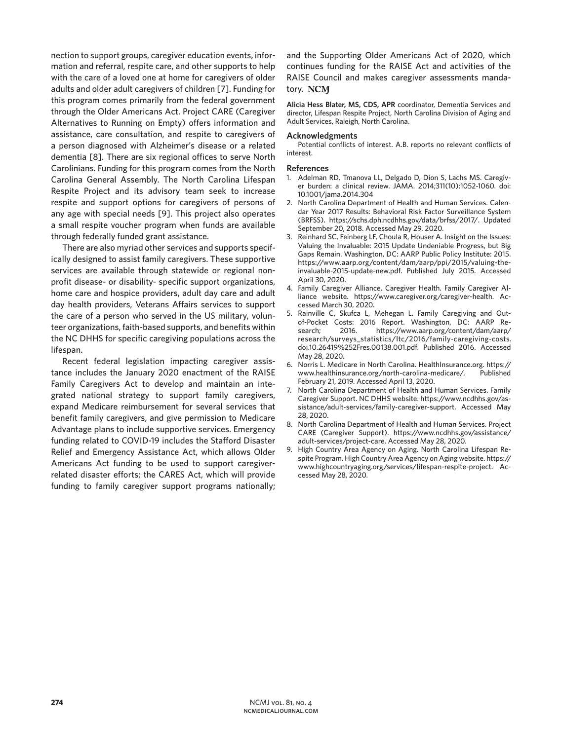nection to support groups, caregiver education events, information and referral, respite care, and other supports to help with the care of a loved one at home for caregivers of older adults and older adult caregivers of children [7]. Funding for this program comes primarily from the federal government through the Older Americans Act. Project CARE (Caregiver Alternatives to Running on Empty) offers information and assistance, care consultation, and respite to caregivers of a person diagnosed with Alzheimer's disease or a related dementia [8]. There are six regional offices to serve North Carolinians. Funding for this program comes from the North Carolina General Assembly. The North Carolina Lifespan Respite Project and its advisory team seek to increase respite and support options for caregivers of persons of any age with special needs [9]. This project also operates a small respite voucher program when funds are available through federally funded grant assistance.

There are also myriad other services and supports specifically designed to assist family caregivers. These supportive services are available through statewide or regional nonprofit disease- or disability- specific support organizations, home care and hospice providers, adult day care and adult day health providers, Veterans Affairs services to support the care of a person who served in the US military, volunteer organizations, faith-based supports, and benefits within the NC DHHS for specific caregiving populations across the lifespan.

Recent federal legislation impacting caregiver assistance includes the January 2020 enactment of the RAISE Family Caregivers Act to develop and maintain an integrated national strategy to support family caregivers, expand Medicare reimbursement for several services that benefit family caregivers, and give permission to Medicare Advantage plans to include supportive services. Emergency funding related to COVID-19 includes the Stafford Disaster Relief and Emergency Assistance Act, which allows Older Americans Act funding to be used to support caregiver-related disaster efforts; the CARES Act, which will provide funding to family caregiver support programs nationally; and the Supporting Older Americans Act of 2020, which continues funding for the RAISE Act and activities of the RAISE Council and makes caregiver assessments mandatory. NCMJ

**Alicia Hess Blater, MS, CDS, APR** coordinator, Dementia Services and director, Lifespan Respite Project, North Carolina Division of Aging and Adult Services, Raleigh, North Carolina.

### Acknowledgments

Potential conflicts of interest. A.B. reports no relevant conflicts of interest.

### References

1. Adelman RD, Tmanova LL, Delgado D, Dion S, Lachs MS. Caregiver burden: a clinical review. JAMA. 2014;311(10):1052-1060. doi: 10.1001/jama.2014.304
2. North Carolina Department of Health and Human Services. Calendar Year 2017 Results: Behavioral Risk Factor Surveillance System (BRFSS). https://schs.dph.ncdhhs.gov/data/brfss/2017/. Updated September 20, 2018. Accessed May 29, 2020.
3. Reinhard SC, Feinberg LF, Choula R, Houser A. Insight on the Issues: Valuing the Invaluable: 2015 Update Undeniable Progress, but Big Gaps Remain. Washington, DC: AARP Public Policy Institute: 2015. https://www.aarp.org/content/dam/aarp/ppi/2015/valuing-the-invaluable-2015-update-new.pdf. Published July 2015. Accessed April 30, 2020.
4. Family Caregiver Alliance. Caregiver Health. Family Caregiver Alliance website. https://www.caregiver.org/caregiver-health. Accessed March 30, 2020.
5. Rainville C, Skufca L, Mehegan L. Family Caregiving and Out-of-Pocket Costs: 2016 Report. Washington, DC: AARP Research; 2016. https://www.aarp.org/content/dam/aarp/research/surveys_statistics/ltc/2016/family-caregiving-costs.doi.10.26419%252Fres.00138.001.pdf. Published 2016. Accessed May 28, 2020.
6. Norris L. Medicare in North Carolina. HealthInsurance.org. https://www.healthinsurance.org/north-carolina-medicare/. Published February 21, 2019. Accessed April 13, 2020.
7. North Carolina Department of Health and Human Services. Family Caregiver Support. NC DHHS website. https://www.ncdhhs.gov/assistance/adult-services/family-caregiver-support. Accessed May 28, 2020.
8. North Carolina Department of Health and Human Services. Project CARE (Caregiver Support). https://www.ncdhhs.gov/assistance/adult-services/project-care. Accessed May 28, 2020.
9. High Country Area Agency on Aging. North Carolina Lifespan Respite Program. High Country Area Agency on Aging website. https://www.highcountryaging.org/services/lifespan-respite-project. Accessed May 28, 2020.